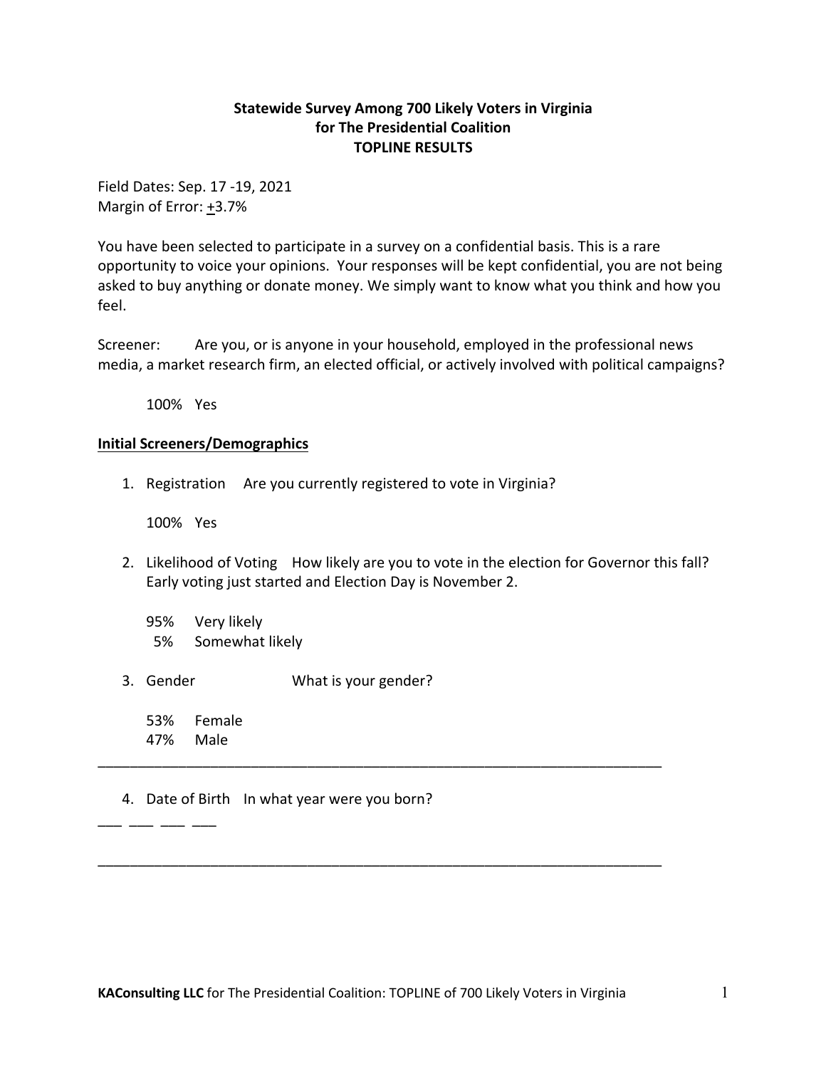**Statewide Survey Among 700 Likely Voters in Virginia**
**for The Presidential Coalition**
**TOPLINE RESULTS**

Field Dates: Sep. 17 -19, 2021
Margin of Error: ±3.7%

You have been selected to participate in a survey on a confidential basis. This is a rare opportunity to voice your opinions. Your responses will be kept confidential, you are not being asked to buy anything or donate money. We simply want to know what you think and how you feel.

Screener: Are you, or is anyone in your household, employed in the professional news media, a market research firm, an elected official, or actively involved with political campaigns?

100% Yes

**Initial Screeners/Demographics**

1. Registration Are you currently registered to vote in Virginia?

   100% Yes

2. Likelihood of Voting How likely are you to vote in the election for Governor this fall? Early voting just started and Election Day is November 2.

   95% Very likely
   5% Somewhat likely

3. Gender What is your gender?

   53% Female
   47% Male

---

4. Date of Birth In what year were you born?

___ ___ ___ ___

---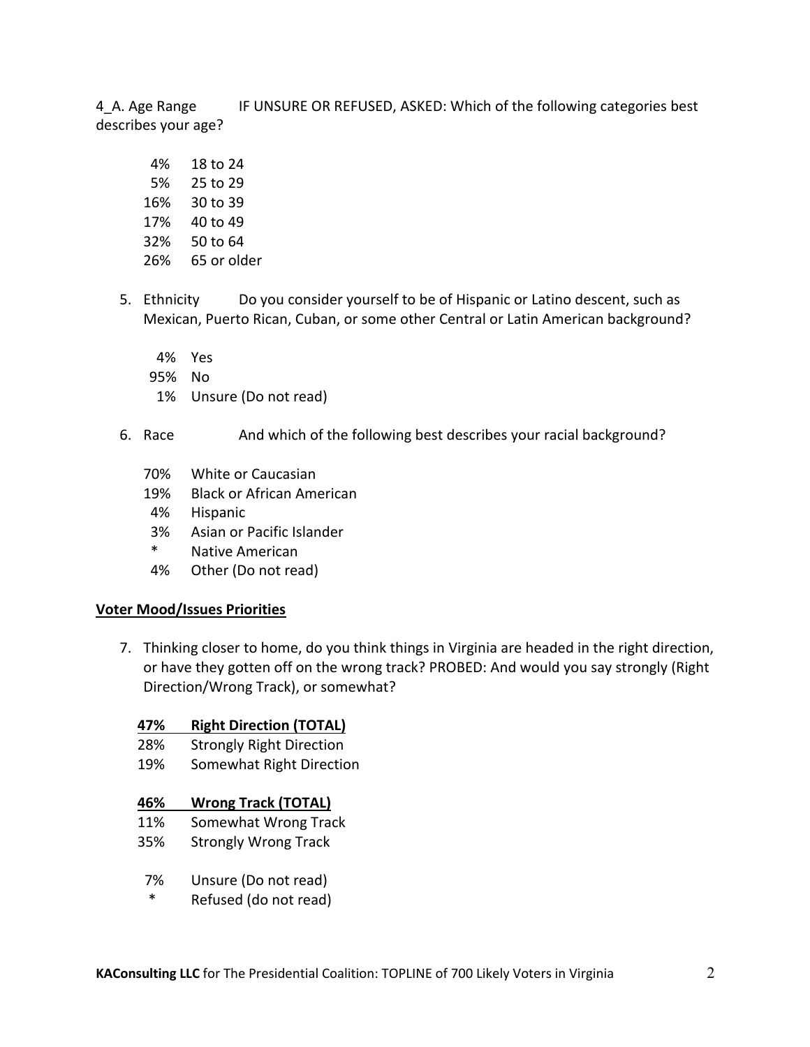4_A. Age Range IF UNSURE OR REFUSED, ASKED: Which of the following categories best describes your age?

- 4% 18 to 24
- 5% 25 to 29
- 16% 30 to 39
- 17% 40 to 49
- 32% 50 to 64
- 26% 65 or older

5. Ethnicity Do you consider yourself to be of Hispanic or Latino descent, such as Mexican, Puerto Rican, Cuban, or some other Central or Latin American background?

   - 4% Yes
   - 95% No
   - 1% Unsure (Do not read)

6. Race And which of the following best describes your racial background?

   - 70% White or Caucasian
   - 19% Black or African American
   - 4% Hispanic
   - 3% Asian or Pacific Islander
   - * Native American
   - 4% Other (Do not read)

**Voter Mood/Issues Priorities**

7. Thinking closer to home, do you think things in Virginia are headed in the right direction, or have they gotten off on the wrong track? PROBED: And would you say strongly (Right Direction/Wrong Track), or somewhat?

   **47% Right Direction (TOTAL)**
   - 28% Strongly Right Direction
   - 19% Somewhat Right Direction

   **46% Wrong Track (TOTAL)**
   - 11% Somewhat Wrong Track
   - 35% Strongly Wrong Track

   - 7% Unsure (Do not read)
   - * Refused (do not read)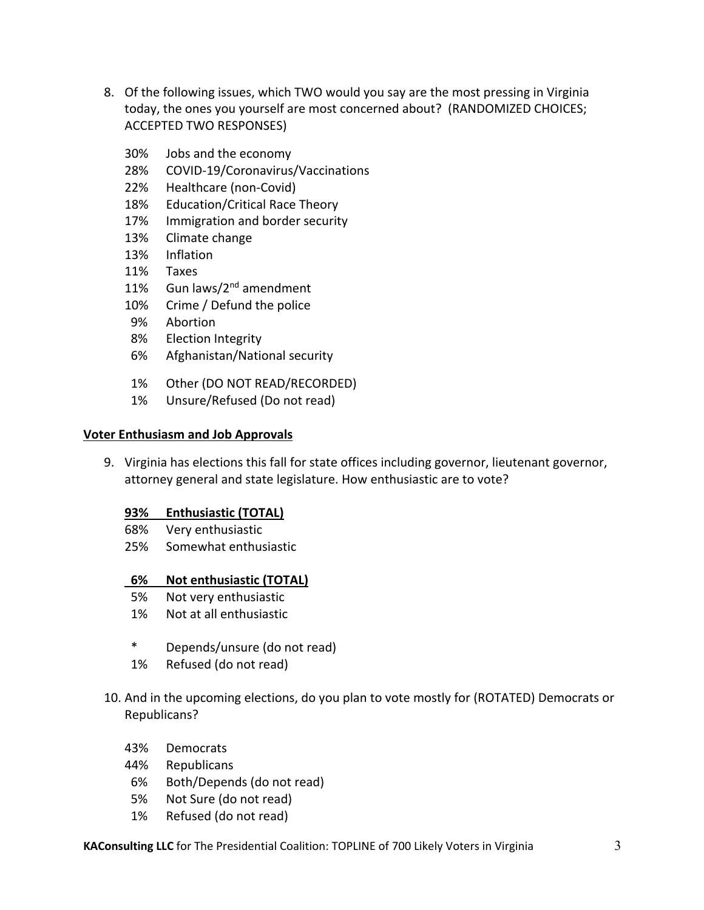8. Of the following issues, which TWO would you say are the most pressing in Virginia today, the ones you yourself are most concerned about? (RANDOMIZED CHOICES; ACCEPTED TWO RESPONSES)

   30% Jobs and the economy
   28% COVID-19/Coronavirus/Vaccinations
   22% Healthcare (non-Covid)
   18% Education/Critical Race Theory
   17% Immigration and border security
   13% Climate change
   13% Inflation
   11% Taxes
   11% Gun laws/2nd amendment
   10% Crime / Defund the police
   9% Abortion
   8% Election Integrity
   6% Afghanistan/National security

   1% Other (DO NOT READ/RECORDED)
   1% Unsure/Refused (Do not read)

**Voter Enthusiasm and Job Approvals**

9. Virginia has elections this fall for state offices including governor, lieutenant governor, attorney general and state legislature. How enthusiastic are to vote?

   **93% Enthusiastic (TOTAL)**
   68% Very enthusiastic
   25% Somewhat enthusiastic

   **6% Not enthusiastic (TOTAL)**
   5% Not very enthusiastic
   1% Not at all enthusiastic

   * Depends/unsure (do not read)
   1% Refused (do not read)

10. And in the upcoming elections, do you plan to vote mostly for (ROTATED) Democrats or Republicans?

    43% Democrats
    44% Republicans
    6% Both/Depends (do not read)
    5% Not Sure (do not read)
    1% Refused (do not read)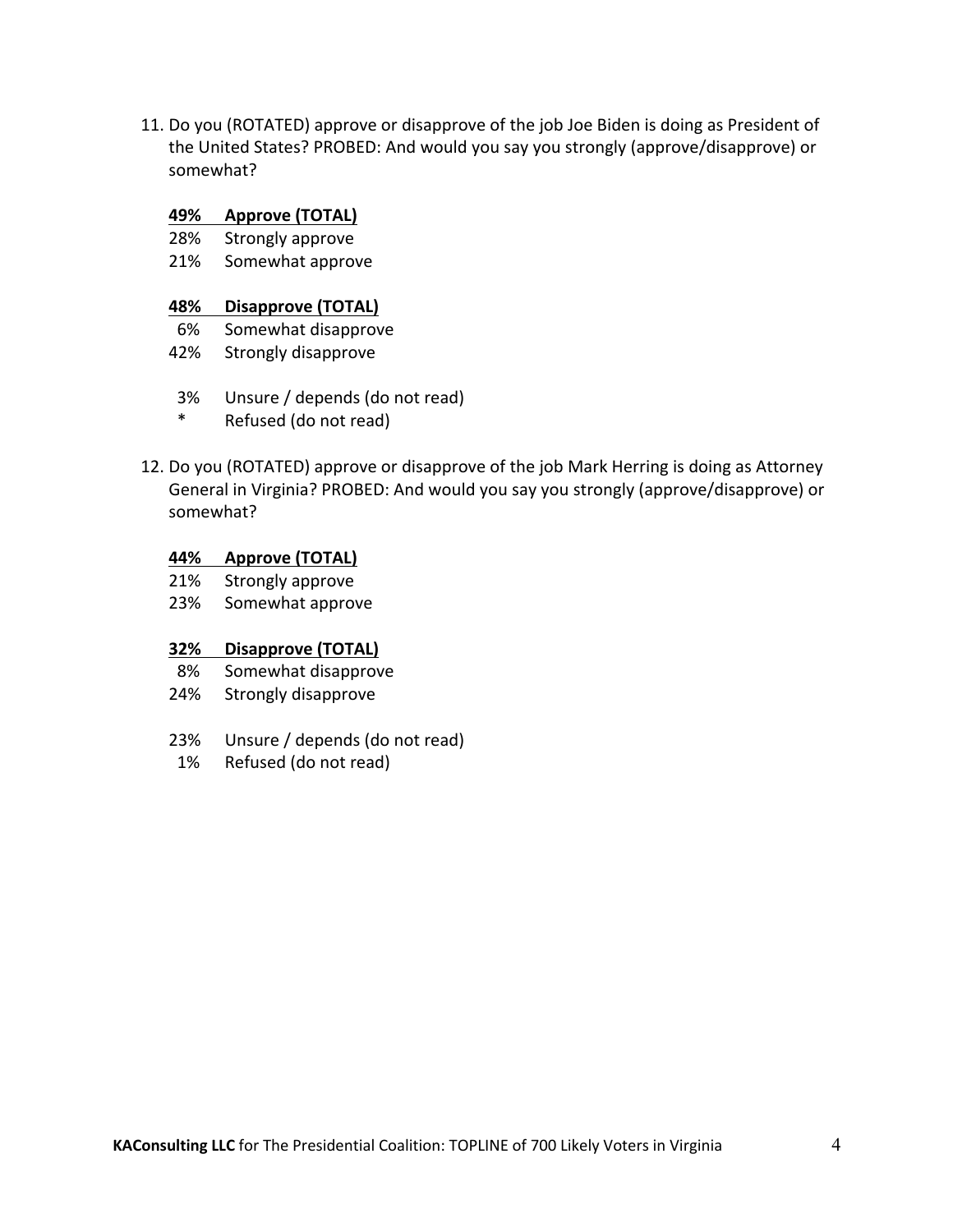11. Do you (ROTATED) approve or disapprove of the job Joe Biden is doing as President of the United States? PROBED: And would you say you strongly (approve/disapprove) or somewhat?

| | |
|---|---|
| **49%** | **Approve (TOTAL)** |
| 28% | Strongly approve |
| 21% | Somewhat approve |
| **48%** | **Disapprove (TOTAL)** |
| 6% | Somewhat disapprove |
| 42% | Strongly disapprove |
| 3% | Unsure / depends (do not read) |
| * | Refused (do not read) |

12. Do you (ROTATED) approve or disapprove of the job Mark Herring is doing as Attorney General in Virginia? PROBED: And would you say you strongly (approve/disapprove) or somewhat?

| | |
|---|---|
| **44%** | **Approve (TOTAL)** |
| 21% | Strongly approve |
| 23% | Somewhat approve |
| **32%** | **Disapprove (TOTAL)** |
| 8% | Somewhat disapprove |
| 24% | Strongly disapprove |
| 23% | Unsure / depends (do not read) |
| 1% | Refused (do not read) |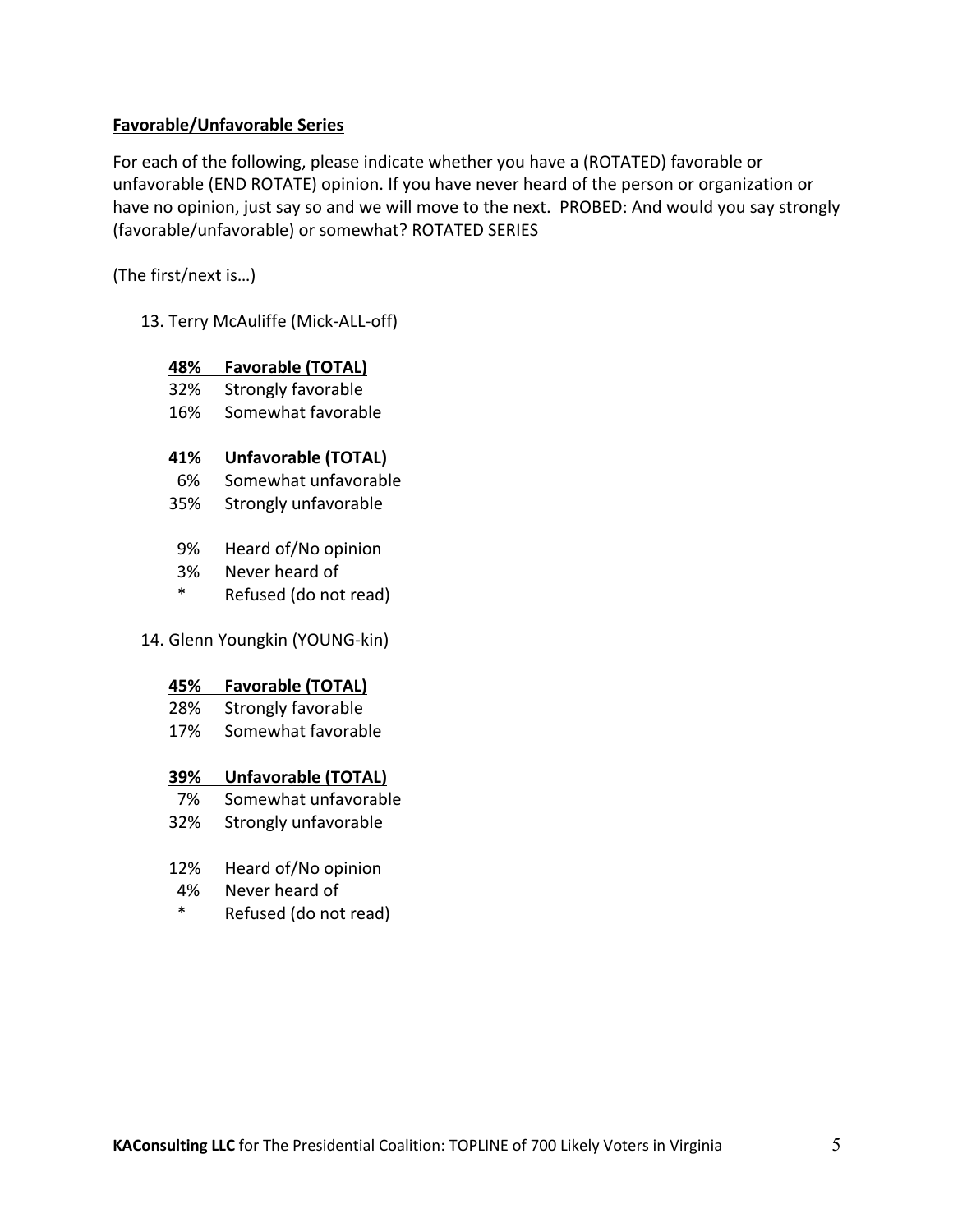**Favorable/Unfavorable Series**

For each of the following, please indicate whether you have a (ROTATED) favorable or unfavorable (END ROTATE) opinion. If you have never heard of the person or organization or have no opinion, just say so and we will move to the next.  PROBED: And would you say strongly (favorable/unfavorable) or somewhat? ROTATED SERIES

(The first/next is…)

13. Terry McAuliffe (Mick-ALL-off)

| | |
|---|---|
| **48%** | **Favorable (TOTAL)** |
| 32% | Strongly favorable |
| 16% | Somewhat favorable |
| **41%** | **Unfavorable (TOTAL)** |
| 6% | Somewhat unfavorable |
| 35% | Strongly unfavorable |
| 9% | Heard of/No opinion |
| 3% | Never heard of |
| * | Refused (do not read) |

14. Glenn Youngkin (YOUNG-kin)

| | |
|---|---|
| **45%** | **Favorable (TOTAL)** |
| 28% | Strongly favorable |
| 17% | Somewhat favorable |
| **39%** | **Unfavorable (TOTAL)** |
| 7% | Somewhat unfavorable |
| 32% | Strongly unfavorable |
| 12% | Heard of/No opinion |
| 4% | Never heard of |
| * | Refused (do not read) |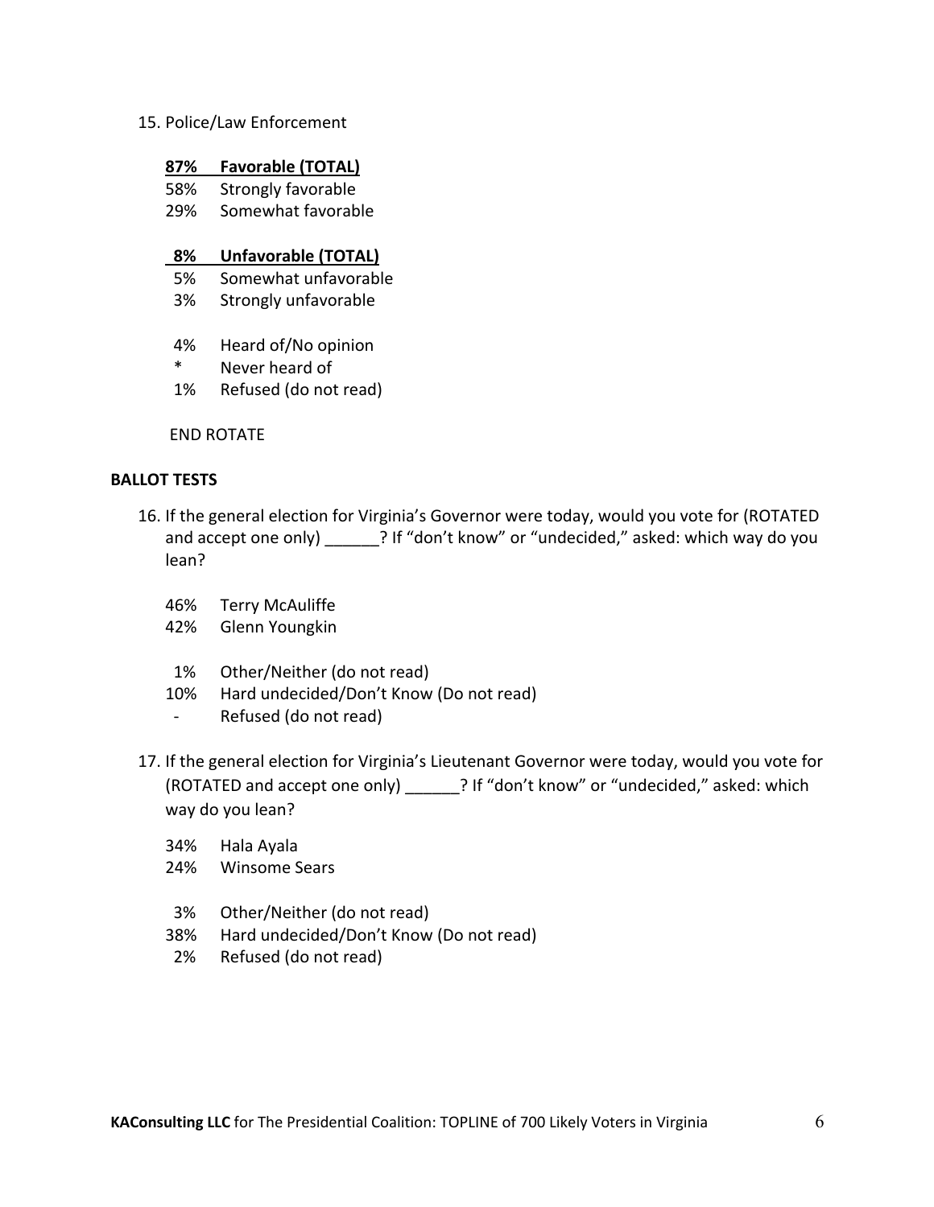15. Police/Law Enforcement

**87% Favorable (TOTAL)**
58% Strongly favorable
29% Somewhat favorable

**8% Unfavorable (TOTAL)**
5% Somewhat unfavorable
3% Strongly unfavorable

4% Heard of/No opinion
* Never heard of
1% Refused (do not read)

END ROTATE

**BALLOT TESTS**

16. If the general election for Virginia's Governor were today, would you vote for (ROTATED and accept one only) ______? If "don't know" or "undecided," asked: which way do you lean?

46% Terry McAuliffe
42% Glenn Youngkin

1% Other/Neither (do not read)
10% Hard undecided/Don't Know (Do not read)
- Refused (do not read)

17. If the general election for Virginia's Lieutenant Governor were today, would you vote for (ROTATED and accept one only) ______? If "don't know" or "undecided," asked: which way do you lean?

34% Hala Ayala
24% Winsome Sears

3% Other/Neither (do not read)
38% Hard undecided/Don't Know (Do not read)
2% Refused (do not read)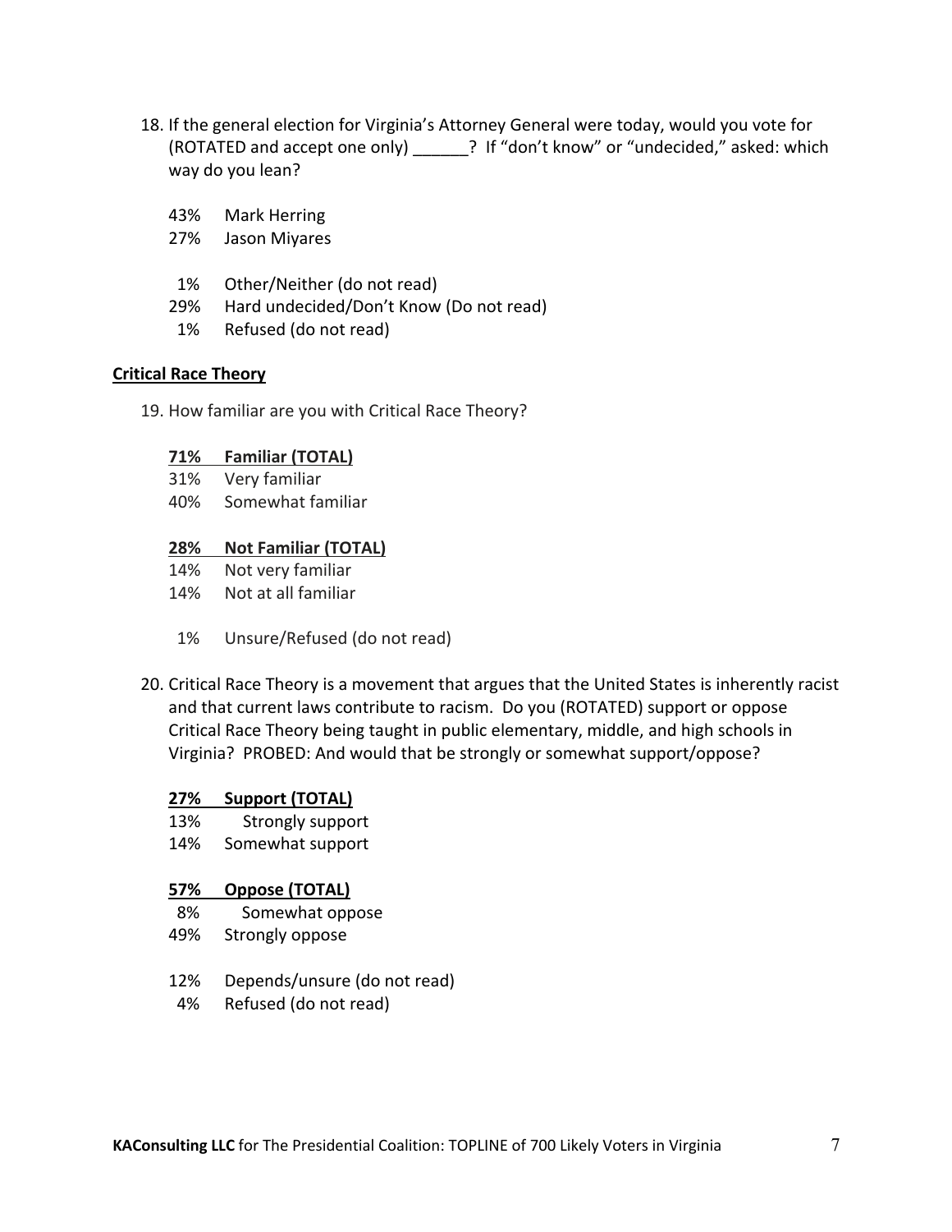18. If the general election for Virginia's Attorney General were today, would you vote for (ROTATED and accept one only) ______? If "don't know" or "undecided," asked: which way do you lean?

    43% Mark Herring
    27% Jason Miyares

    1% Other/Neither (do not read)
    29% Hard undecided/Don't Know (Do not read)
    1% Refused (do not read)

**Critical Race Theory**

19. How familiar are you with Critical Race Theory?

    **71% Familiar (TOTAL)**
    31% Very familiar
    40% Somewhat familiar

    **28% Not Familiar (TOTAL)**
    14% Not very familiar
    14% Not at all familiar

    1% Unsure/Refused (do not read)

20. Critical Race Theory is a movement that argues that the United States is inherently racist and that current laws contribute to racism. Do you (ROTATED) support or oppose Critical Race Theory being taught in public elementary, middle, and high schools in Virginia? PROBED: And would that be strongly or somewhat support/oppose?

    **27% Support (TOTAL)**
    13% Strongly support
    14% Somewhat support

    **57% Oppose (TOTAL)**
    8% Somewhat oppose
    49% Strongly oppose

    12% Depends/unsure (do not read)
    4% Refused (do not read)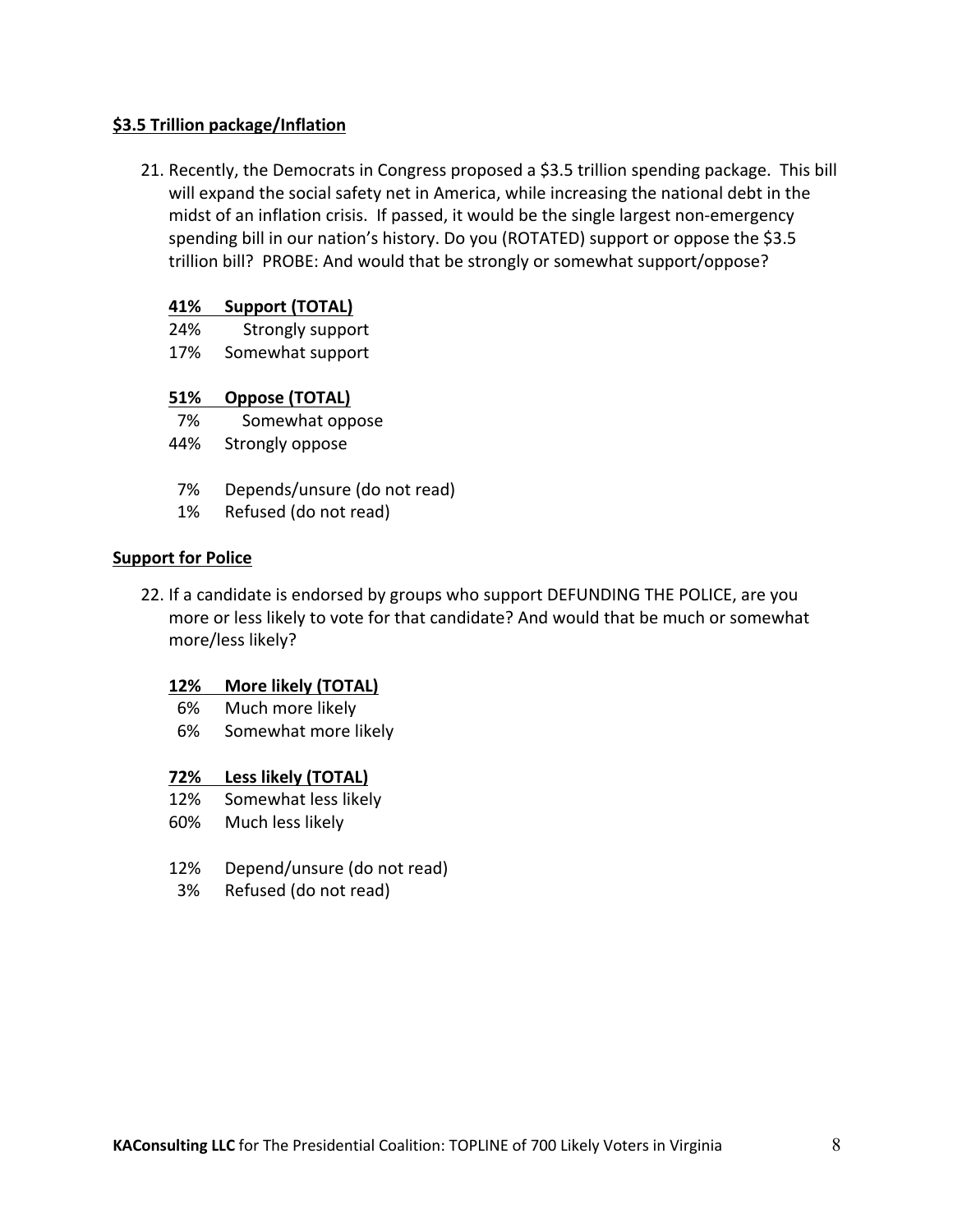**$3.5 Trillion package/Inflation**

21. Recently, the Democrats in Congress proposed a $3.5 trillion spending package. This bill will expand the social safety net in America, while increasing the national debt in the midst of an inflation crisis. If passed, it would be the single largest non-emergency spending bill in our nation's history. Do you (ROTATED) support or oppose the $3.5 trillion bill? PROBE: And would that be strongly or somewhat support/oppose?

**41% Support (TOTAL)**
24% Strongly support
17% Somewhat support

**51% Oppose (TOTAL)**
7% Somewhat oppose
44% Strongly oppose

7% Depends/unsure (do not read)
1% Refused (do not read)

**Support for Police**

22. If a candidate is endorsed by groups who support DEFUNDING THE POLICE, are you more or less likely to vote for that candidate? And would that be much or somewhat more/less likely?

**12% More likely (TOTAL)**
6% Much more likely
6% Somewhat more likely

**72% Less likely (TOTAL)**
12% Somewhat less likely
60% Much less likely

12% Depend/unsure (do not read)
3% Refused (do not read)

**KAConsulting LLC** for The Presidential Coalition: TOPLINE of 700 Likely Voters in Virginia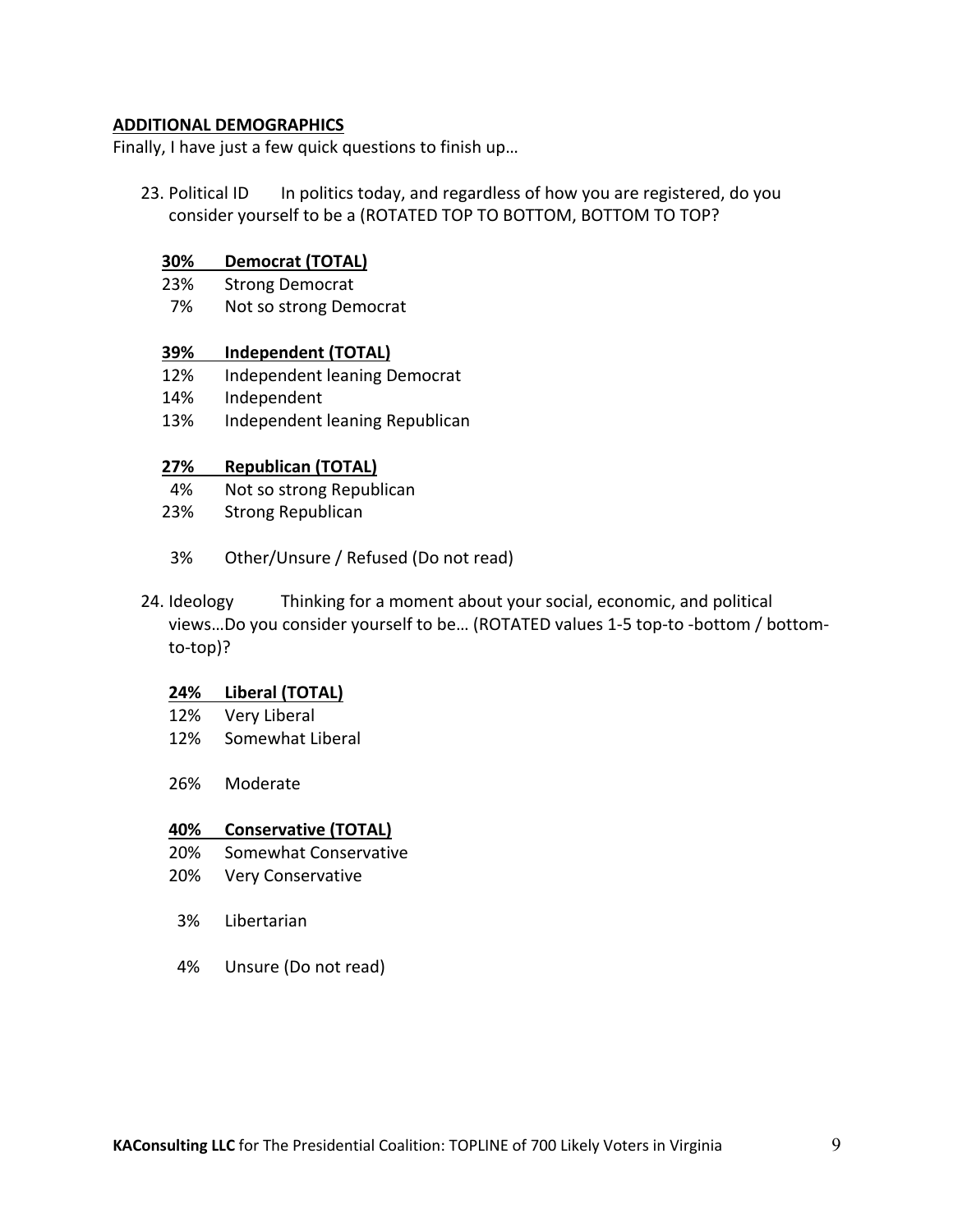**ADDITIONAL DEMOGRAPHICS**

Finally, I have just a few quick questions to finish up…

23. Political ID  In politics today, and regardless of how you are registered, do you consider yourself to be a (ROTATED TOP TO BOTTOM, BOTTOM TO TOP?

**30% Democrat (TOTAL)**
23% Strong Democrat
7% Not so strong Democrat

**39% Independent (TOTAL)**
12% Independent leaning Democrat
14% Independent
13% Independent leaning Republican

**27% Republican (TOTAL)**
4% Not so strong Republican
23% Strong Republican

3% Other/Unsure / Refused (Do not read)

24. Ideology  Thinking for a moment about your social, economic, and political views…Do you consider yourself to be… (ROTATED values 1-5 top-to -bottom / bottom-to-top)?

**24% Liberal (TOTAL)**
12% Very Liberal
12% Somewhat Liberal

26% Moderate

**40% Conservative (TOTAL)**
20% Somewhat Conservative
20% Very Conservative

3% Libertarian

4% Unsure (Do not read)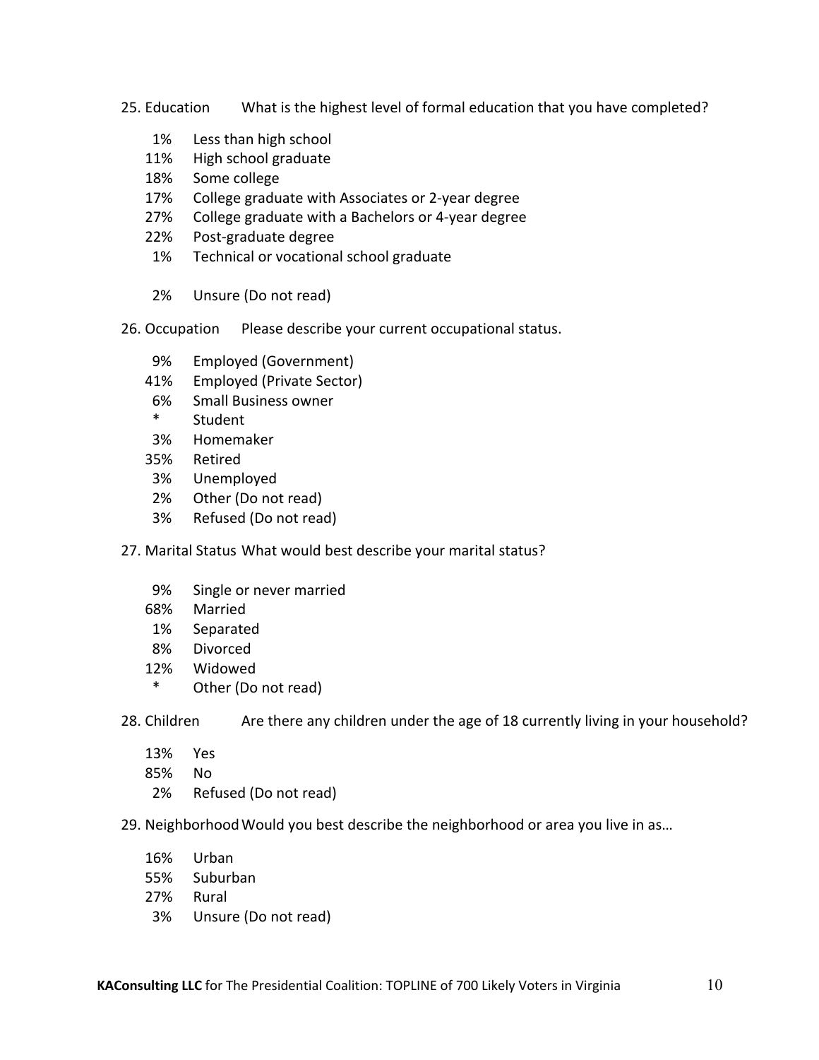25. Education What is the highest level of formal education that you have completed?

- 1% Less than high school
- 11% High school graduate
- 18% Some college
- 17% College graduate with Associates or 2-year degree
- 27% College graduate with a Bachelors or 4-year degree
- 22% Post-graduate degree
- 1% Technical or vocational school graduate

- 2% Unsure (Do not read)

26. Occupation Please describe your current occupational status.

- 9% Employed (Government)
- 41% Employed (Private Sector)
- 6% Small Business owner
- * Student
- 3% Homemaker
- 35% Retired
- 3% Unemployed
- 2% Other (Do not read)
- 3% Refused (Do not read)

27. Marital Status What would best describe your marital status?

- 9% Single or never married
- 68% Married
- 1% Separated
- 8% Divorced
- 12% Widowed
- * Other (Do not read)

28. Children Are there any children under the age of 18 currently living in your household?

- 13% Yes
- 85% No
- 2% Refused (Do not read)

29. Neighborhood Would you best describe the neighborhood or area you live in as…

- 16% Urban
- 55% Suburban
- 27% Rural
- 3% Unsure (Do not read)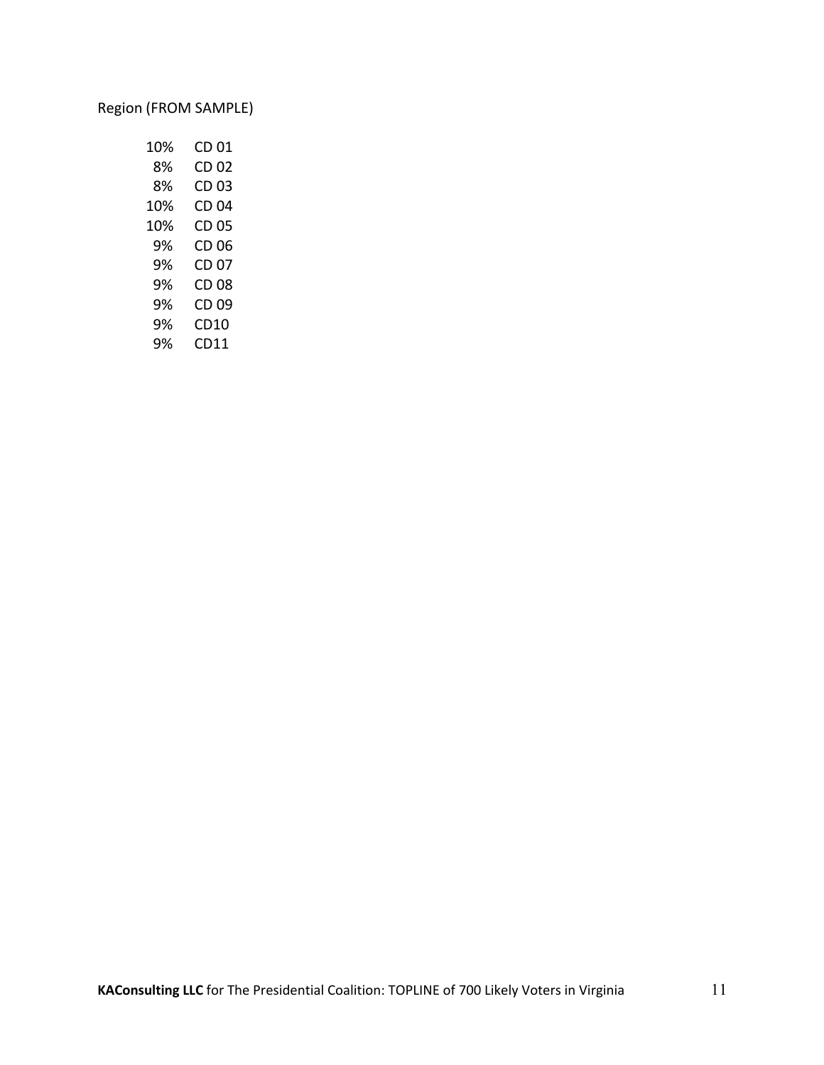Region (FROM SAMPLE)

| | |
|---|---|
| 10% | CD 01 |
| 8% | CD 02 |
| 8% | CD 03 |
| 10% | CD 04 |
| 10% | CD 05 |
| 9% | CD 06 |
| 9% | CD 07 |
| 9% | CD 08 |
| 9% | CD 09 |
| 9% | CD10 |
| 9% | CD11 |